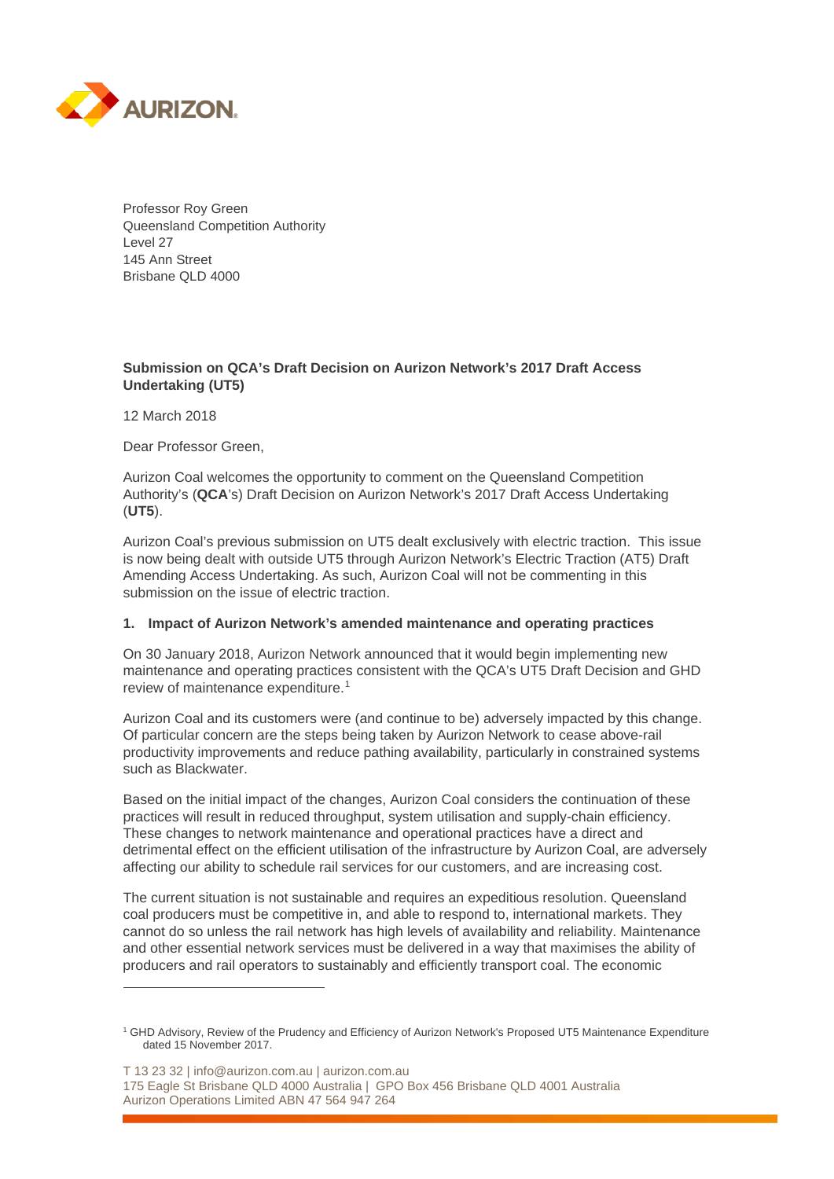Professor Roy Green
Queensland Competition Authority
Level 27
145 Ann Street
Brisbane QLD 4000

**Submission on QCA's Draft Decision on Aurizon Network's 2017 Draft Access Undertaking (UT5)**

12 March 2018

Dear Professor Green,

Aurizon Coal welcomes the opportunity to comment on the Queensland Competition Authority's (**QCA**'s) Draft Decision on Aurizon Network's 2017 Draft Access Undertaking (**UT5**).

Aurizon Coal's previous submission on UT5 dealt exclusively with electric traction. This issue is now being dealt with outside UT5 through Aurizon Network's Electric Traction (AT5) Draft Amending Access Undertaking. As such, Aurizon Coal will not be commenting in this submission on the issue of electric traction.

## 1. Impact of Aurizon Network's amended maintenance and operating practices

On 30 January 2018, Aurizon Network announced that it would begin implementing new maintenance and operating practices consistent with the QCA's UT5 Draft Decision and GHD review of maintenance expenditure.[1]

Aurizon Coal and its customers were (and continue to be) adversely impacted by this change. Of particular concern are the steps being taken by Aurizon Network to cease above-rail productivity improvements and reduce pathing availability, particularly in constrained systems such as Blackwater.

Based on the initial impact of the changes, Aurizon Coal considers the continuation of these practices will result in reduced throughput, system utilisation and supply-chain efficiency. These changes to network maintenance and operational practices have a direct and detrimental effect on the efficient utilisation of the infrastructure by Aurizon Coal, are adversely affecting our ability to schedule rail services for our customers, and are increasing cost.

The current situation is not sustainable and requires an expeditious resolution. Queensland coal producers must be competitive in, and able to respond to, international markets. They cannot do so unless the rail network has high levels of availability and reliability. Maintenance and other essential network services must be delivered in a way that maximises the ability of producers and rail operators to sustainably and efficiently transport coal. The economic

[1] GHD Advisory, Review of the Prudency and Efficiency of Aurizon Network's Proposed UT5 Maintenance Expenditure dated 15 November 2017.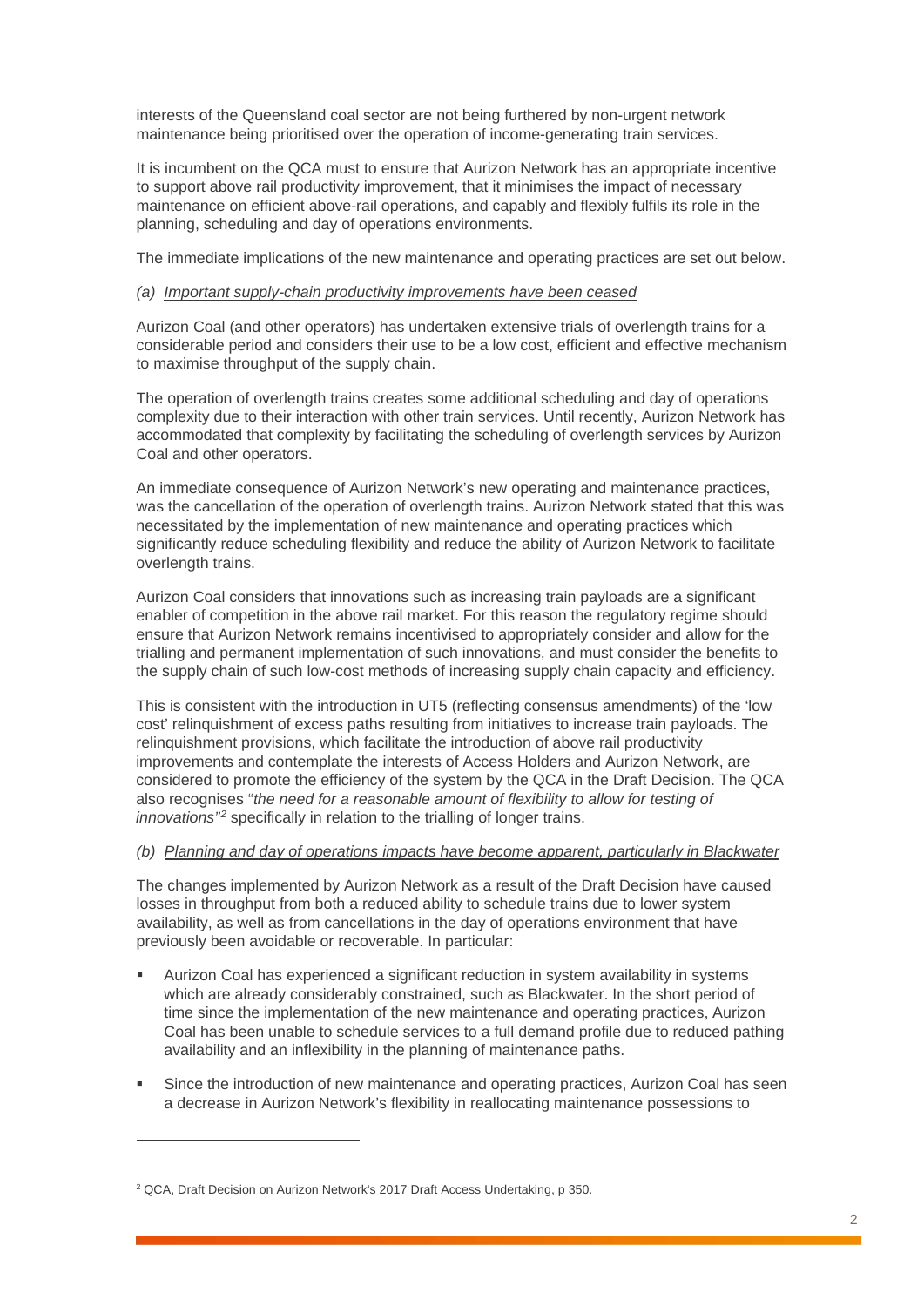interests of the Queensland coal sector are not being furthered by non-urgent network maintenance being prioritised over the operation of income-generating train services.

It is incumbent on the QCA must to ensure that Aurizon Network has an appropriate incentive to support above rail productivity improvement, that it minimises the impact of necessary maintenance on efficient above-rail operations, and capably and flexibly fulfils its role in the planning, scheduling and day of operations environments.

The immediate implications of the new maintenance and operating practices are set out below.

*(a) <u>Important supply-chain productivity improvements have been ceased</u>*

Aurizon Coal (and other operators) has undertaken extensive trials of overlength trains for a considerable period and considers their use to be a low cost, efficient and effective mechanism to maximise throughput of the supply chain.

The operation of overlength trains creates some additional scheduling and day of operations complexity due to their interaction with other train services. Until recently, Aurizon Network has accommodated that complexity by facilitating the scheduling of overlength services by Aurizon Coal and other operators.

An immediate consequence of Aurizon Network's new operating and maintenance practices, was the cancellation of the operation of overlength trains. Aurizon Network stated that this was necessitated by the implementation of new maintenance and operating practices which significantly reduce scheduling flexibility and reduce the ability of Aurizon Network to facilitate overlength trains.

Aurizon Coal considers that innovations such as increasing train payloads are a significant enabler of competition in the above rail market. For this reason the regulatory regime should ensure that Aurizon Network remains incentivised to appropriately consider and allow for the trialling and permanent implementation of such innovations, and must consider the benefits to the supply chain of such low-cost methods of increasing supply chain capacity and efficiency.

This is consistent with the introduction in UT5 (reflecting consensus amendments) of the 'low cost' relinquishment of excess paths resulting from initiatives to increase train payloads. The relinquishment provisions, which facilitate the introduction of above rail productivity improvements and contemplate the interests of Access Holders and Aurizon Network, are considered to promote the efficiency of the system by the QCA in the Draft Decision. The QCA also recognises "*the need for a reasonable amount of flexibility to allow for testing of innovations"*[2] specifically in relation to the trialling of longer trains.

*(b) <u>Planning and day of operations impacts have become apparent, particularly in Blackwater</u>*

The changes implemented by Aurizon Network as a result of the Draft Decision have caused losses in throughput from both a reduced ability to schedule trains due to lower system availability, as well as from cancellations in the day of operations environment that have previously been avoidable or recoverable. In particular:

- Aurizon Coal has experienced a significant reduction in system availability in systems which are already considerably constrained, such as Blackwater. In the short period of time since the implementation of the new maintenance and operating practices, Aurizon Coal has been unable to schedule services to a full demand profile due to reduced pathing availability and an inflexibility in the planning of maintenance paths.
- Since the introduction of new maintenance and operating practices, Aurizon Coal has seen a decrease in Aurizon Network's flexibility in reallocating maintenance possessions to

---

[2] QCA, Draft Decision on Aurizon Network's 2017 Draft Access Undertaking, p 350.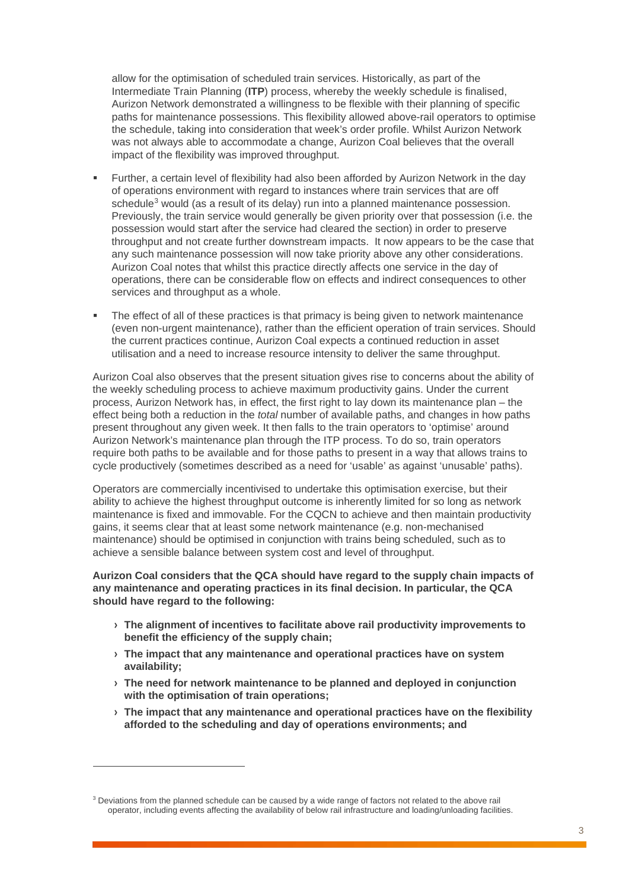allow for the optimisation of scheduled train services. Historically, as part of the Intermediate Train Planning (**ITP**) process, whereby the weekly schedule is finalised, Aurizon Network demonstrated a willingness to be flexible with their planning of specific paths for maintenance possessions. This flexibility allowed above-rail operators to optimise the schedule, taking into consideration that week's order profile. Whilst Aurizon Network was not always able to accommodate a change, Aurizon Coal believes that the overall impact of the flexibility was improved throughput.

- Further, a certain level of flexibility had also been afforded by Aurizon Network in the day of operations environment with regard to instances where train services that are off schedule[3] would (as a result of its delay) run into a planned maintenance possession. Previously, the train service would generally be given priority over that possession (i.e. the possession would start after the service had cleared the section) in order to preserve throughput and not create further downstream impacts. It now appears to be the case that any such maintenance possession will now take priority above any other considerations. Aurizon Coal notes that whilst this practice directly affects one service in the day of operations, there can be considerable flow on effects and indirect consequences to other services and throughput as a whole.
- The effect of all of these practices is that primacy is being given to network maintenance (even non-urgent maintenance), rather than the efficient operation of train services. Should the current practices continue, Aurizon Coal expects a continued reduction in asset utilisation and a need to increase resource intensity to deliver the same throughput.

Aurizon Coal also observes that the present situation gives rise to concerns about the ability of the weekly scheduling process to achieve maximum productivity gains. Under the current process, Aurizon Network has, in effect, the first right to lay down its maintenance plan – the effect being both a reduction in the *total* number of available paths, and changes in how paths present throughout any given week. It then falls to the train operators to 'optimise' around Aurizon Network's maintenance plan through the ITP process. To do so, train operators require both paths to be available and for those paths to present in a way that allows trains to cycle productively (sometimes described as a need for 'usable' as against 'unusable' paths).

Operators are commercially incentivised to undertake this optimisation exercise, but their ability to achieve the highest throughput outcome is inherently limited for so long as network maintenance is fixed and immovable. For the CQCN to achieve and then maintain productivity gains, it seems clear that at least some network maintenance (e.g. non-mechanised maintenance) should be optimised in conjunction with trains being scheduled, such as to achieve a sensible balance between system cost and level of throughput.

**Aurizon Coal considers that the QCA should have regard to the supply chain impacts of any maintenance and operating practices in its final decision. In particular, the QCA should have regard to the following:**

- **The alignment of incentives to facilitate above rail productivity improvements to benefit the efficiency of the supply chain;**
- **The impact that any maintenance and operational practices have on system availability;**
- **The need for network maintenance to be planned and deployed in conjunction with the optimisation of train operations;**
- **The impact that any maintenance and operational practices have on the flexibility afforded to the scheduling and day of operations environments; and**

[3] Deviations from the planned schedule can be caused by a wide range of factors not related to the above rail operator, including events affecting the availability of below rail infrastructure and loading/unloading facilities.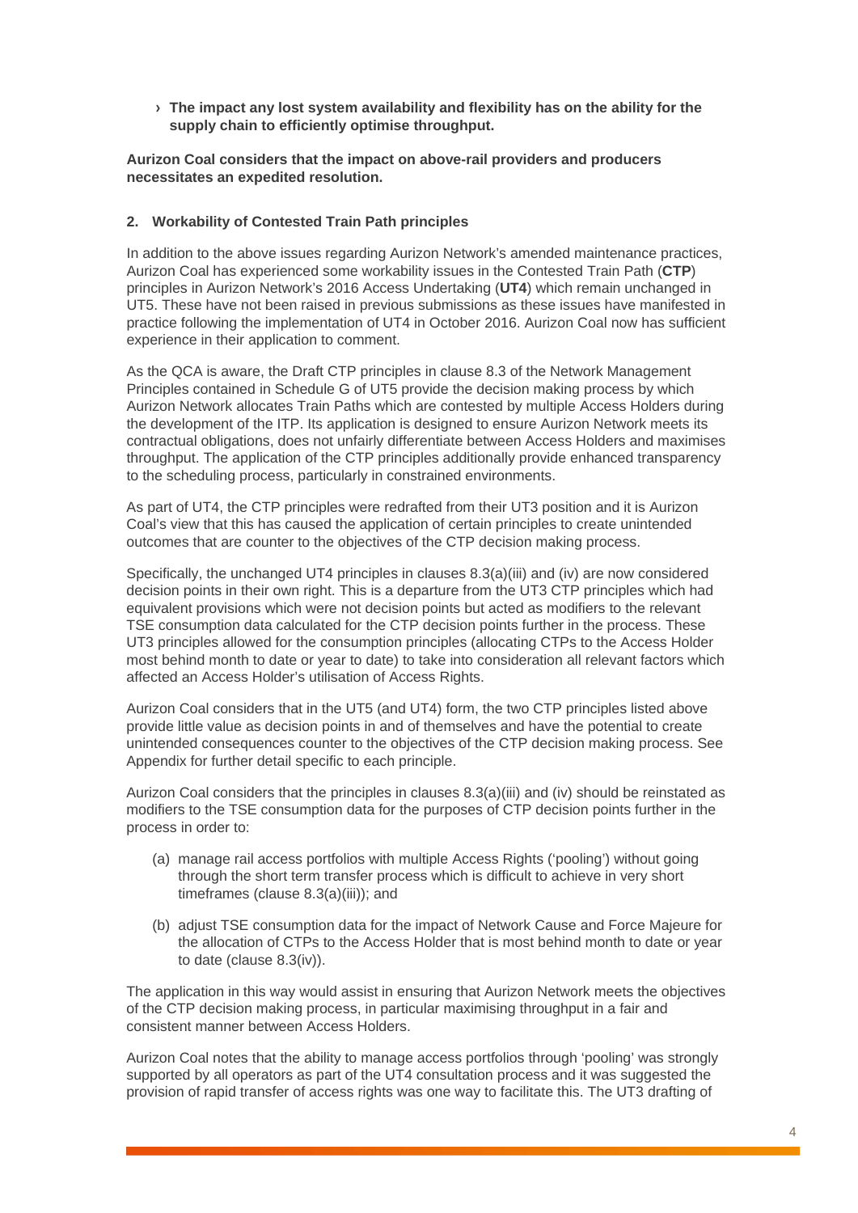- **The impact any lost system availability and flexibility has on the ability for the supply chain to efficiently optimise throughput.**

**Aurizon Coal considers that the impact on above-rail providers and producers necessitates an expedited resolution.**

## 2. Workability of Contested Train Path principles

In addition to the above issues regarding Aurizon Network's amended maintenance practices, Aurizon Coal has experienced some workability issues in the Contested Train Path (**CTP**) principles in Aurizon Network's 2016 Access Undertaking (**UT4**) which remain unchanged in UT5. These have not been raised in previous submissions as these issues have manifested in practice following the implementation of UT4 in October 2016. Aurizon Coal now has sufficient experience in their application to comment.

As the QCA is aware, the Draft CTP principles in clause 8.3 of the Network Management Principles contained in Schedule G of UT5 provide the decision making process by which Aurizon Network allocates Train Paths which are contested by multiple Access Holders during the development of the ITP. Its application is designed to ensure Aurizon Network meets its contractual obligations, does not unfairly differentiate between Access Holders and maximises throughput. The application of the CTP principles additionally provide enhanced transparency to the scheduling process, particularly in constrained environments.

As part of UT4, the CTP principles were redrafted from their UT3 position and it is Aurizon Coal's view that this has caused the application of certain principles to create unintended outcomes that are counter to the objectives of the CTP decision making process.

Specifically, the unchanged UT4 principles in clauses 8.3(a)(iii) and (iv) are now considered decision points in their own right. This is a departure from the UT3 CTP principles which had equivalent provisions which were not decision points but acted as modifiers to the relevant TSE consumption data calculated for the CTP decision points further in the process. These UT3 principles allowed for the consumption principles (allocating CTPs to the Access Holder most behind month to date or year to date) to take into consideration all relevant factors which affected an Access Holder's utilisation of Access Rights.

Aurizon Coal considers that in the UT5 (and UT4) form, the two CTP principles listed above provide little value as decision points in and of themselves and have the potential to create unintended consequences counter to the objectives of the CTP decision making process. See Appendix for further detail specific to each principle.

Aurizon Coal considers that the principles in clauses 8.3(a)(iii) and (iv) should be reinstated as modifiers to the TSE consumption data for the purposes of CTP decision points further in the process in order to:

(a) manage rail access portfolios with multiple Access Rights ('pooling') without going through the short term transfer process which is difficult to achieve in very short timeframes (clause 8.3(a)(iii)); and

(b) adjust TSE consumption data for the impact of Network Cause and Force Majeure for the allocation of CTPs to the Access Holder that is most behind month to date or year to date (clause 8.3(iv)).

The application in this way would assist in ensuring that Aurizon Network meets the objectives of the CTP decision making process, in particular maximising throughput in a fair and consistent manner between Access Holders.

Aurizon Coal notes that the ability to manage access portfolios through 'pooling' was strongly supported by all operators as part of the UT4 consultation process and it was suggested the provision of rapid transfer of access rights was one way to facilitate this. The UT3 drafting of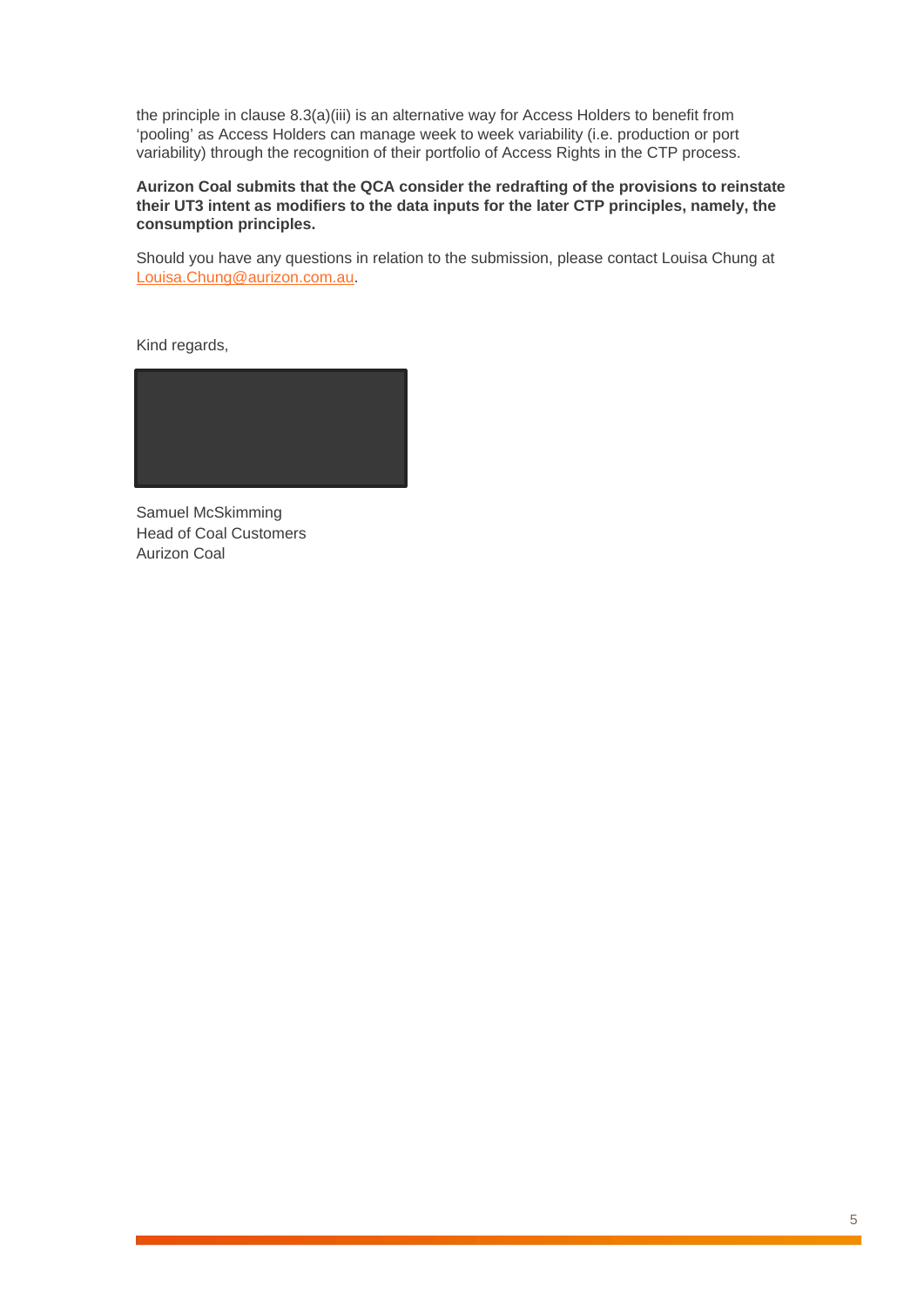the principle in clause 8.3(a)(iii) is an alternative way for Access Holders to benefit from 'pooling' as Access Holders can manage week to week variability (i.e. production or port variability) through the recognition of their portfolio of Access Rights in the CTP process.

**Aurizon Coal submits that the QCA consider the redrafting of the provisions to reinstate their UT3 intent as modifiers to the data inputs for the later CTP principles, namely, the consumption principles.**

Should you have any questions in relation to the submission, please contact Louisa Chung at Louisa.Chung@aurizon.com.au.

Kind regards,

Samuel McSkimming
Head of Coal Customers
Aurizon Coal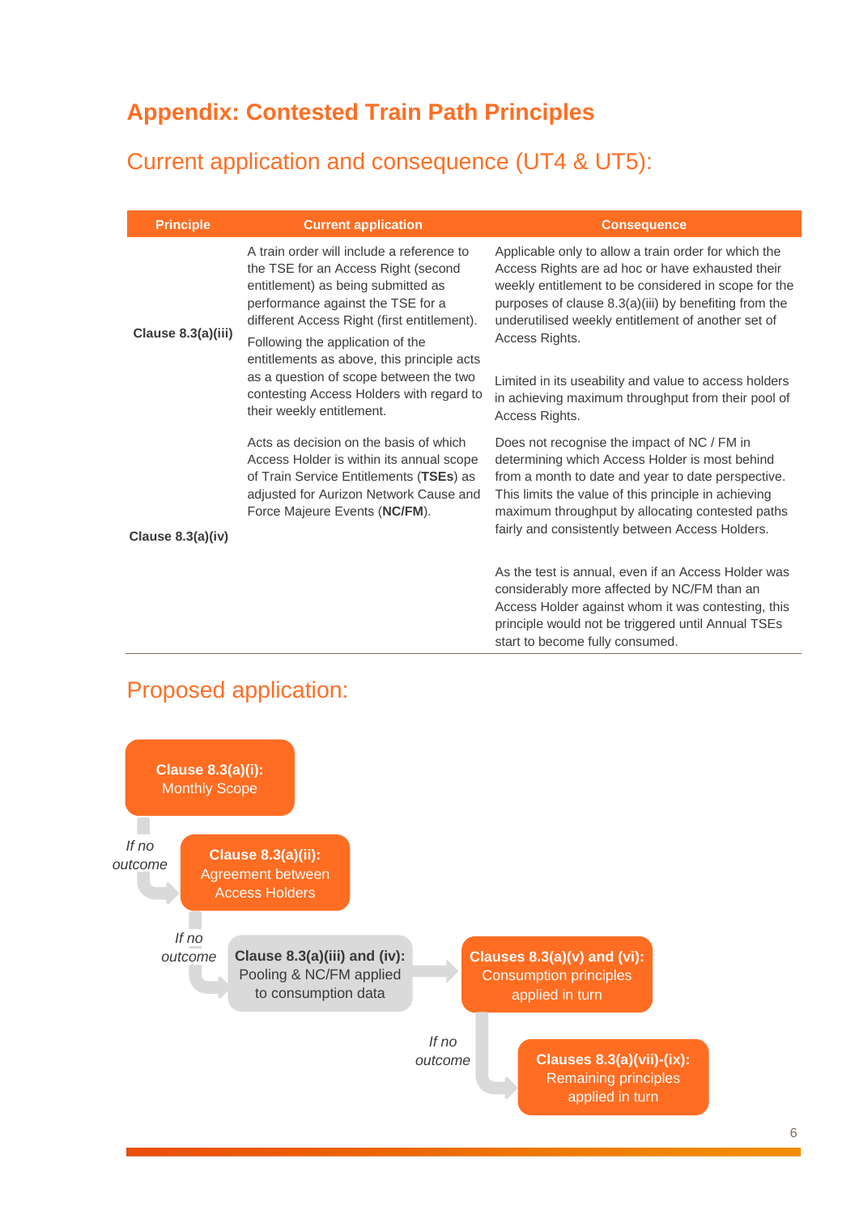# Appendix: Contested Train Path Principles

## Current application and consequence (UT4 & UT5):

| Principle | Current application | Consequence |
|---|---|---|
| **Clause 8.3(a)(iii)** | A train order will include a reference to the TSE for an Access Right (second entitlement) as being submitted as performance against the TSE for a different Access Right (first entitlement).<br><br>Following the application of the entitlements as above, this principle acts as a question of scope between the two contesting Access Holders with regard to their weekly entitlement. | Applicable only to allow a train order for which the Access Rights are ad hoc or have exhausted their weekly entitlement to be considered in scope for the purposes of clause 8.3(a)(iii) by benefiting from the underutilised weekly entitlement of another set of Access Rights.<br><br>Limited in its useability and value to access holders in achieving maximum throughput from their pool of Access Rights. |
| **Clause 8.3(a)(iv)** | Acts as decision on the basis of which Access Holder is within its annual scope of Train Service Entitlements (**TSEs**) as adjusted for Aurizon Network Cause and Force Majeure Events (**NC/FM**). | Does not recognise the impact of NC / FM in determining which Access Holder is most behind from a month to date and year to date perspective. This limits the value of this principle in achieving maximum throughput by allocating contested paths fairly and consistently between Access Holders.<br><br>As the test is annual, even if an Access Holder was considerably more affected by NC/FM than an Access Holder against whom it was contesting, this principle would not be triggered until Annual TSEs start to become fully consumed. |

## Proposed application:

**Clause 8.3(a)(i):** Monthly Scope

*If no outcome*

**Clause 8.3(a)(ii):** Agreement between Access Holders

*If no outcome*

**Clause 8.3(a)(iii) and (iv):** Pooling & NC/FM applied to consumption data

**Clauses 8.3(a)(v) and (vi):** Consumption principles applied in turn

*If no outcome*

**Clauses 8.3(a)(vii)-(ix):** Remaining principles applied in turn